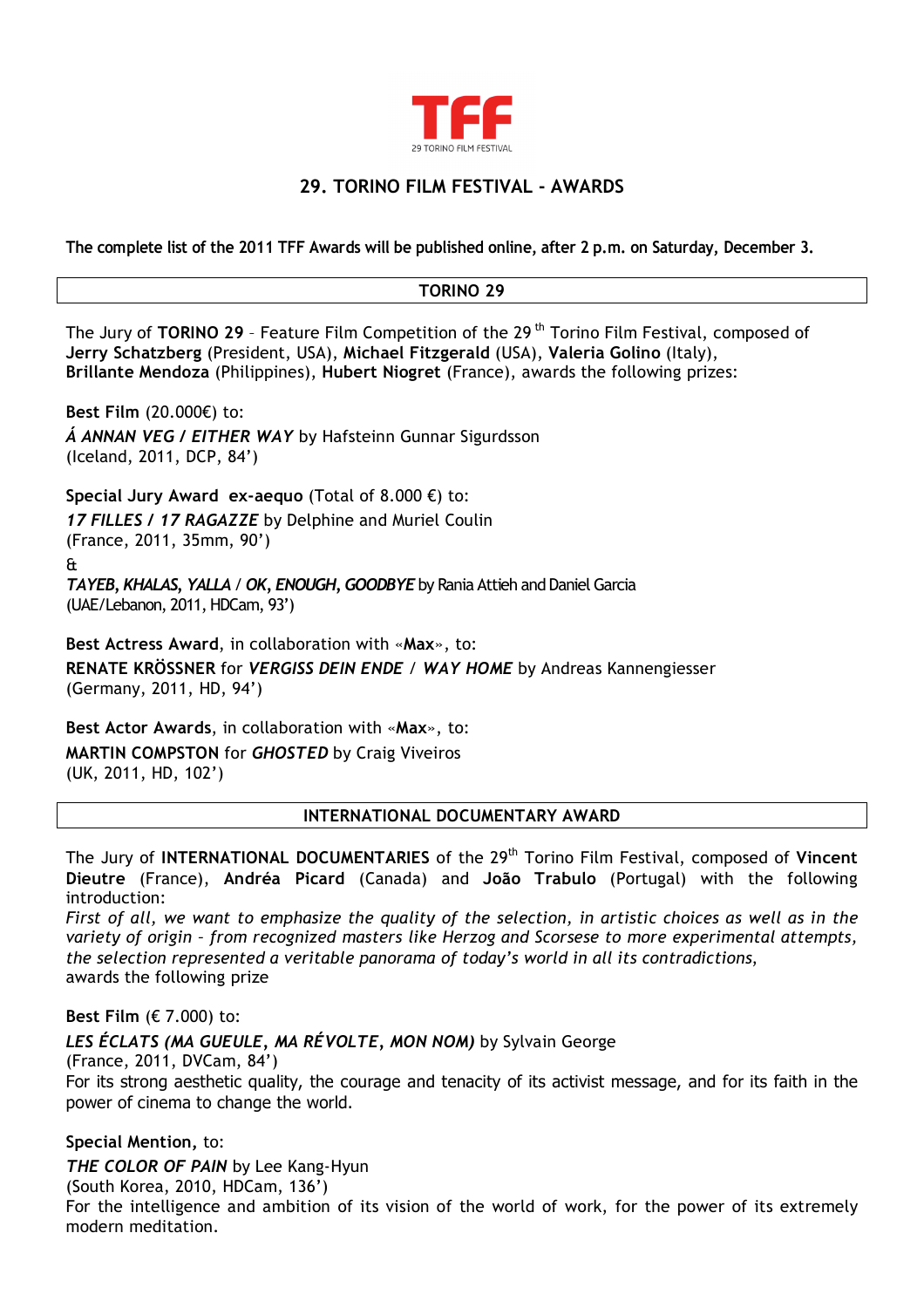TFF

29 TORINO FILM FESTIVAL

# 29. TORINO FILM FESTIVAL - AWARDS

**The complete list of the 2011 TFF Awards will be published online, after 2 p.m. on Saturday, December 3.**

## TORINO 29

The Jury of **TORINO 29** – Feature Film Competition of the 29 th Torino Film Festival, composed of **Jerry Schatzberg** (President, USA), **Michael Fitzgerald** (USA), **Valeria Golino** (Italy), **Brillante Mendoza** (Philippines), **Hubert Niogret** (France), awards the following prizes:

**Best Film** (20.000€) to:
***Á ANNAN VEG / EITHER WAY*** by Hafsteinn Gunnar Sigurdsson
(Iceland, 2011, DCP, 84')

**Special Jury Award ex-aequo** (Total of 8.000 €) to:
***17 FILLES / 17 RAGAZZE*** by Delphine and Muriel Coulin
(France, 2011, 35mm, 90')
&
***TAYEB, KHALAS, YALLA / OK, ENOUGH, GOODBYE*** by Rania Attieh and Daniel Garcia
(UAE/Lebanon, 2011, HDCam, 93')

**Best Actress Award**, in collaboration with «**Max**», to:
**RENATE KRÖSSNER** for ***VERGISS DEIN ENDE / WAY HOME*** by Andreas Kannengiesser
(Germany, 2011, HD, 94')

**Best Actor Awards**, in collaboration with «**Max**», to:
**MARTIN COMPSTON** for ***GHOSTED*** by Craig Viveiros
(UK, 2011, HD, 102')

## INTERNATIONAL DOCUMENTARY AWARD

The Jury of **INTERNATIONAL DOCUMENTARIES** of the 29th Torino Film Festival, composed of **Vincent Dieutre** (France), **Andréa Picard** (Canada) and **João Trabulo** (Portugal) with the following introduction:
*First of all, we want to emphasize the quality of the selection, in artistic choices as well as in the variety of origin – from recognized masters like Herzog and Scorsese to more experimental attempts, the selection represented a veritable panorama of today's world in all its contradictions,*
awards the following prize

**Best Film** (€ 7.000) to:
***LES ÉCLATS (MA GUEULE, MA RÉVOLTE, MON NOM)*** by Sylvain George
(France, 2011, DVCam, 84')
For its strong aesthetic quality, the courage and tenacity of its activist message, and for its faith in the power of cinema to change the world.

**Special Mention,** to:
***THE COLOR OF PAIN*** by Lee Kang-Hyun
(South Korea, 2010, HDCam, 136')
For the intelligence and ambition of its vision of the world of work, for the power of its extremely modern meditation.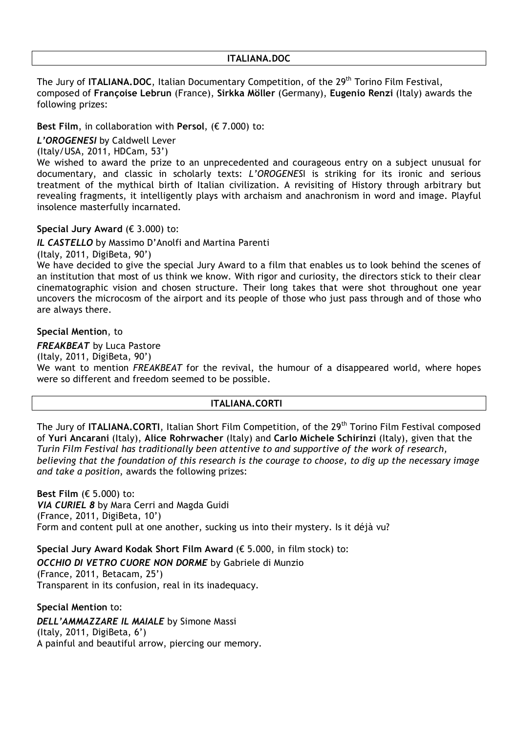## ITALIANA.DOC

The Jury of **ITALIANA.DOC**, Italian Documentary Competition, of the 29th Torino Film Festival, composed of **Françoise Lebrun** (France), **Sirkka Möller** (Germany), **Eugenio Renzi** (Italy) awards the following prizes:

**Best Film**, in collaboration with **Persol**, (€ 7.000) to:

***L'OROGENESI*** by Caldwell Lever
(Italy/USA, 2011, HDCam, 53')
We wished to award the prize to an unprecedented and courageous entry on a subject unusual for documentary, and classic in scholarly texts: *L'OROGENESI* is striking for its ironic and serious treatment of the mythical birth of Italian civilization. A revisiting of History through arbitrary but revealing fragments, it intelligently plays with archaism and anachronism in word and image. Playful insolence masterfully incarnated.

**Special Jury Award** (€ 3.000) to:

***IL CASTELLO*** by Massimo D'Anolfi and Martina Parenti
(Italy, 2011, DigiBeta, 90')
We have decided to give the special Jury Award to a film that enables us to look behind the scenes of an institution that most of us think we know. With rigor and curiosity, the directors stick to their clear cinematographic vision and chosen structure. Their long takes that were shot throughout one year uncovers the microcosm of the airport and its people of those who just pass through and of those who are always there.

**Special Mention**, to

***FREAKBEAT*** by Luca Pastore
(Italy, 2011, DigiBeta, 90')
We want to mention *FREAKBEAT* for the revival, the humour of a disappeared world, where hopes were so different and freedom seemed to be possible.

## ITALIANA.CORTI

The Jury of **ITALIANA.CORTI**, Italian Short Film Competition, of the 29th Torino Film Festival composed of **Yuri Ancarani** (Italy), **Alice Rohrwacher** (Italy) and **Carlo Michele Schirinzi** (Italy), given that the *Turin Film Festival has traditionally been attentive to and supportive of the work of research, believing that the foundation of this research is the courage to choose, to dig up the necessary image and take a position*, awards the following prizes:

**Best Film** (€ 5.000) to:
***VIA CURIEL 8*** by Mara Cerri and Magda Guidi
(France, 2011, DigiBeta, 10')
Form and content pull at one another, sucking us into their mystery. Is it déjà vu?

**Special Jury Award Kodak Short Film Award** (€ 5.000, in film stock) to:
***OCCHIO DI VETRO CUORE NON DORME*** by Gabriele di Munzio
(France, 2011, Betacam, 25')
Transparent in its confusion, real in its inadequacy.

**Special Mention** to:
***DELL'AMMAZZARE IL MAIALE*** by Simone Massi
(Italy, 2011, DigiBeta, 6')
A painful and beautiful arrow, piercing our memory.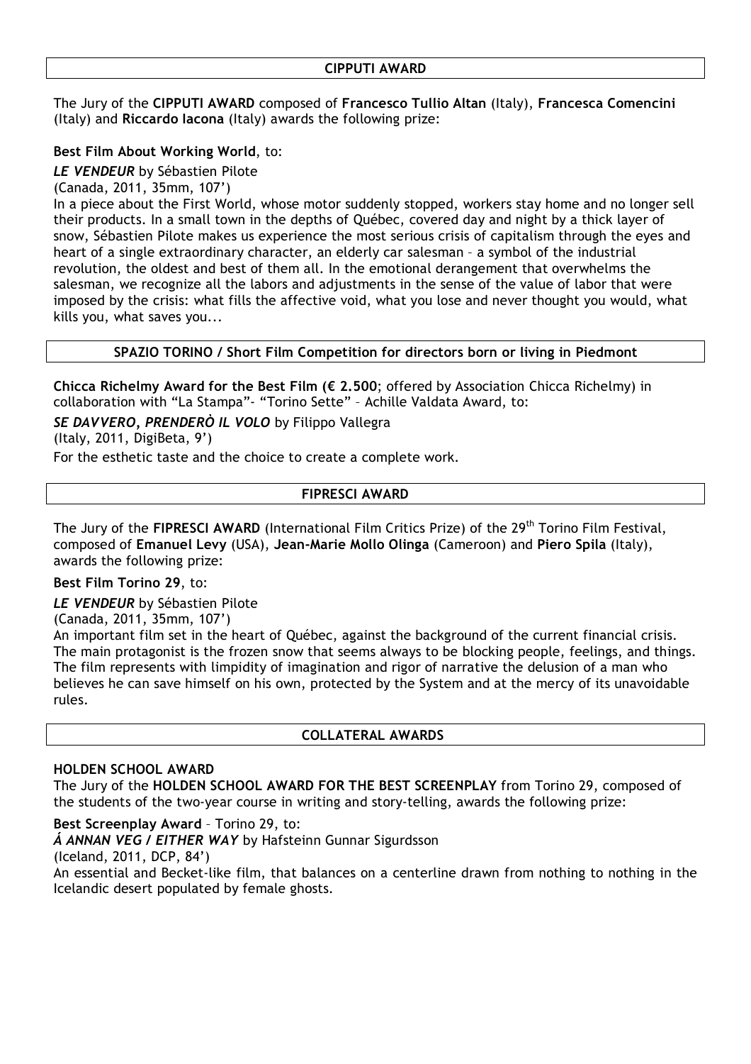## CIPPUTI AWARD

The Jury of the **CIPPUTI AWARD** composed of **Francesco Tullio Altan** (Italy), **Francesca Comencini** (Italy) and **Riccardo Iacona** (Italy) awards the following prize:

**Best Film About Working World**, to:

***LE VENDEUR*** by Sébastien Pilote
(Canada, 2011, 35mm, 107')

In a piece about the First World, whose motor suddenly stopped, workers stay home and no longer sell their products. In a small town in the depths of Québec, covered day and night by a thick layer of snow, Sébastien Pilote makes us experience the most serious crisis of capitalism through the eyes and heart of a single extraordinary character, an elderly car salesman – a symbol of the industrial revolution, the oldest and best of them all. In the emotional derangement that overwhelms the salesman, we recognize all the labors and adjustments in the sense of the value of labor that were imposed by the crisis: what fills the affective void, what you lose and never thought you would, what kills you, what saves you...

## SPAZIO TORINO / Short Film Competition for directors born or living in Piedmont

**Chicca Richelmy Award for the Best Film (€ 2.500**; offered by Association Chicca Richelmy) in collaboration with "La Stampa"- "Torino Sette" – Achille Valdata Award, to:

***SE DAVVERO, PRENDERÒ IL VOLO*** by Filippo Vallegra
(Italy, 2011, DigiBeta, 9')

For the esthetic taste and the choice to create a complete work.

## FIPRESCI AWARD

The Jury of the **FIPRESCI AWARD** (International Film Critics Prize) of the 29th Torino Film Festival, composed of **Emanuel Levy** (USA), **Jean-Marie Mollo Olinga** (Cameroon) and **Piero Spila** (Italy), awards the following prize:

**Best Film Torino 29**, to:

***LE VENDEUR*** by Sébastien Pilote
(Canada, 2011, 35mm, 107')

An important film set in the heart of Québec, against the background of the current financial crisis. The main protagonist is the frozen snow that seems always to be blocking people, feelings, and things. The film represents with limpidity of imagination and rigor of narrative the delusion of a man who believes he can save himself on his own, protected by the System and at the mercy of its unavoidable rules.

## COLLATERAL AWARDS

**HOLDEN SCHOOL AWARD**

The Jury of the **HOLDEN SCHOOL AWARD FOR THE BEST SCREENPLAY** from Torino 29, composed of the students of the two-year course in writing and story-telling, awards the following prize:

**Best Screenplay Award** – Torino 29, to:

***Á ANNAN VEG / EITHER WAY*** by Hafsteinn Gunnar Sigurdsson
(Iceland, 2011, DCP, 84')

An essential and Becket-like film, that balances on a centerline drawn from nothing to nothing in the Icelandic desert populated by female ghosts.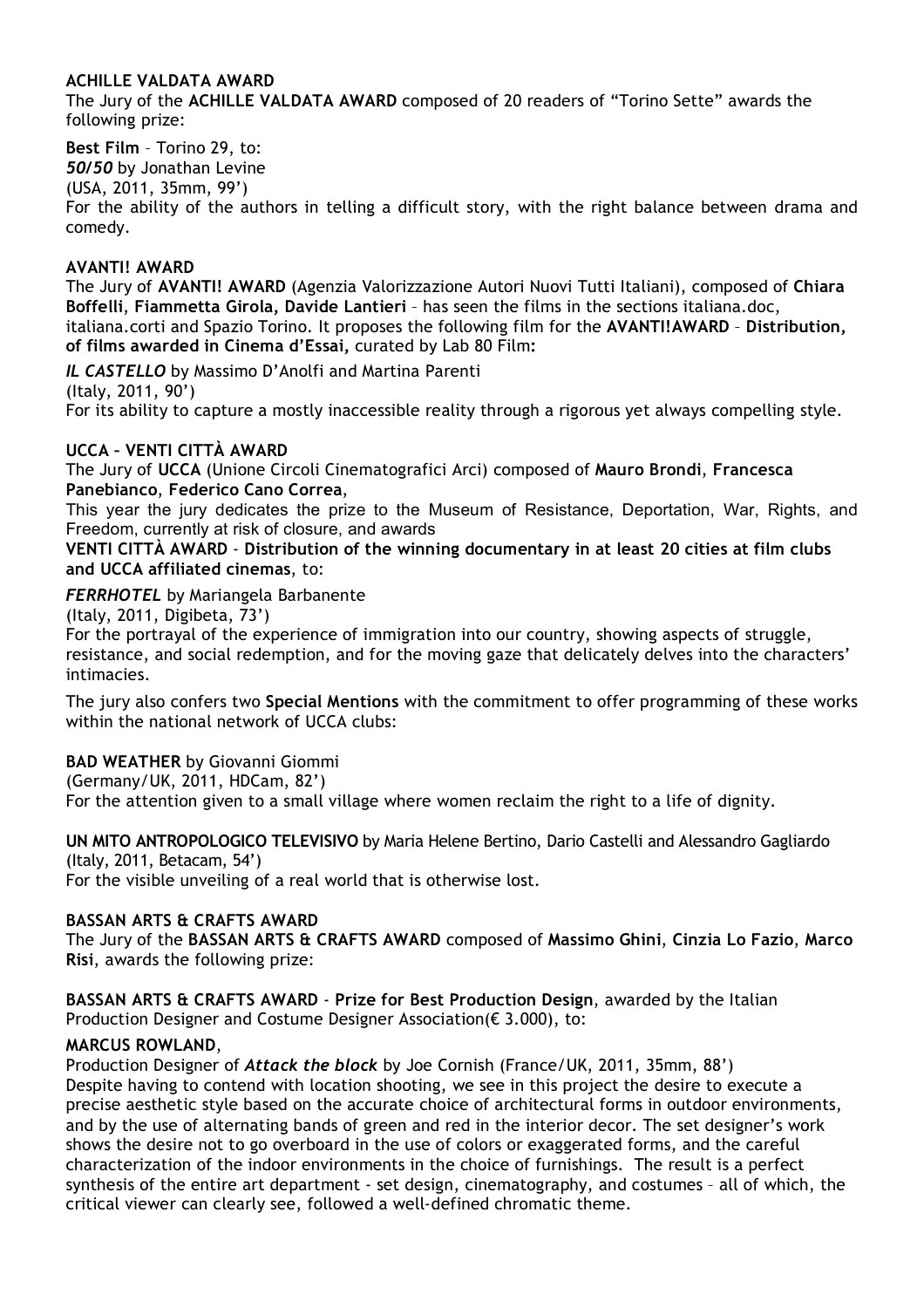**ACHILLE VALDATA AWARD**

The Jury of the **ACHILLE VALDATA AWARD** composed of 20 readers of "Torino Sette" awards the following prize:

**Best Film** – Torino 29, to:
***50/50*** by Jonathan Levine
(USA, 2011, 35mm, 99')
For the ability of the authors in telling a difficult story, with the right balance between drama and comedy.

**AVANTI! AWARD**

The Jury of **AVANTI! AWARD** (Agenzia Valorizzazione Autori Nuovi Tutti Italiani), composed of **Chiara Boffelli**, **Fiammetta Girola, Davide Lantieri** – has seen the films in the sections italiana.doc, italiana.corti and Spazio Torino. It proposes the following film for the **AVANTI!AWARD** – **Distribution, of films awarded in Cinema d'Essai,** curated by Lab 80 Film**:**

***IL CASTELLO*** by Massimo D'Anolfi and Martina Parenti
(Italy, 2011, 90')
For its ability to capture a mostly inaccessible reality through a rigorous yet always compelling style.

**UCCA – VENTI CITTÀ AWARD**

The Jury of **UCCA** (Unione Circoli Cinematografici Arci) composed of **Mauro Brondi**, **Francesca Panebianco**, **Federico Cano Correa**,
This year the jury dedicates the prize to the Museum of Resistance, Deportation, War, Rights, and Freedom, currently at risk of closure, and awards
**VENTI CITTÀ AWARD** - **Distribution of the winning documentary in at least 20 cities at film clubs and UCCA affiliated cinemas**, to:

***FERRHOTEL*** by Mariangela Barbanente
(Italy, 2011, Digibeta, 73')
For the portrayal of the experience of immigration into our country, showing aspects of struggle, resistance, and social redemption, and for the moving gaze that delicately delves into the characters' intimacies.

The jury also confers two **Special Mentions** with the commitment to offer programming of these works within the national network of UCCA clubs:

**BAD WEATHER** by Giovanni Giommi
(Germany/UK, 2011, HDCam, 82')
For the attention given to a small village where women reclaim the right to a life of dignity.

**UN MITO ANTROPOLOGICO TELEVISIVO** by Maria Helene Bertino, Dario Castelli and Alessandro Gagliardo
(Italy, 2011, Betacam, 54')
For the visible unveiling of a real world that is otherwise lost.

**BASSAN ARTS & CRAFTS AWARD**

The Jury of the **BASSAN ARTS & CRAFTS AWARD** composed of **Massimo Ghini**, **Cinzia Lo Fazio**, **Marco Risi**, awards the following prize:

**BASSAN ARTS & CRAFTS AWARD** - **Prize for Best Production Design**, awarded by the Italian Production Designer and Costume Designer Association(€ 3.000), to:

**MARCUS ROWLAND**,
Production Designer of ***Attack the block*** by Joe Cornish (France/UK, 2011, 35mm, 88')
Despite having to contend with location shooting, we see in this project the desire to execute a precise aesthetic style based on the accurate choice of architectural forms in outdoor environments, and by the use of alternating bands of green and red in the interior decor. The set designer's work shows the desire not to go overboard in the use of colors or exaggerated forms, and the careful characterization of the indoor environments in the choice of furnishings. The result is a perfect synthesis of the entire art department - set design, cinematography, and costumes – all of which, the critical viewer can clearly see, followed a well-defined chromatic theme.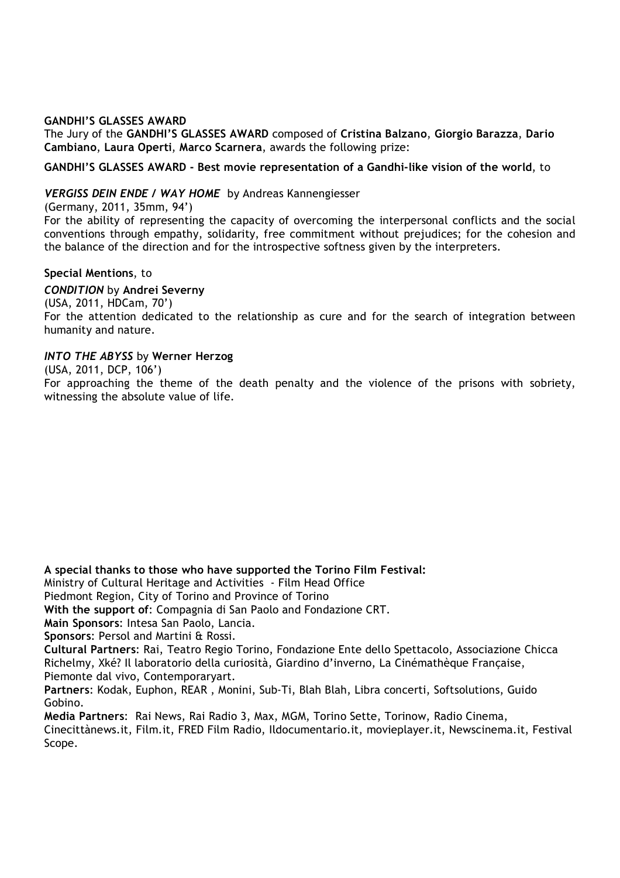**GANDHI'S GLASSES AWARD**

The Jury of the **GANDHI'S GLASSES AWARD** composed of **Cristina Balzano**, **Giorgio Barazza**, **Dario Cambiano**, **Laura Operti**, **Marco Scarnera**, awards the following prize:

**GANDHI'S GLASSES AWARD - Best movie representation of a Gandhi-like vision of the world**, to

***VERGISS DEIN ENDE / WAY HOME*** by Andreas Kannengiesser
(Germany, 2011, 35mm, 94')
For the ability of representing the capacity of overcoming the interpersonal conflicts and the social conventions through empathy, solidarity, free commitment without prejudices; for the cohesion and the balance of the direction and for the introspective softness given by the interpreters.

**Special Mentions**, to

***CONDITION*** by **Andrei Severny**
(USA, 2011, HDCam, 70')
For the attention dedicated to the relationship as cure and for the search of integration between humanity and nature.

***INTO THE ABYSS*** by **Werner Herzog**
(USA, 2011, DCP, 106')
For approaching the theme of the death penalty and the violence of the prisons with sobriety, witnessing the absolute value of life.

**A special thanks to those who have supported the Torino Film Festival:**
Ministry of Cultural Heritage and Activities - Film Head Office
Piedmont Region, City of Torino and Province of Torino
**With the support of**: Compagnia di San Paolo and Fondazione CRT.
**Main Sponsors**: Intesa San Paolo, Lancia.
**Sponsors**: Persol and Martini & Rossi.
**Cultural Partners**: Rai, Teatro Regio Torino, Fondazione Ente dello Spettacolo, Associazione Chicca Richelmy, Xké? Il laboratorio della curiosità, Giardino d'inverno, La Cinémathèque Française, Piemonte dal vivo, Contemporaryart.
**Partners**: Kodak, Euphon, REAR , Monini, Sub-Ti, Blah Blah, Libra concerti, Softsolutions, Guido Gobino.
**Media Partners**: Rai News, Rai Radio 3, Max, MGM, Torino Sette, Torinow, Radio Cinema, Cinecittànews.it, Film.it, FRED Film Radio, Ildocumentario.it, movieplayer.it, Newscinema.it, Festival Scope.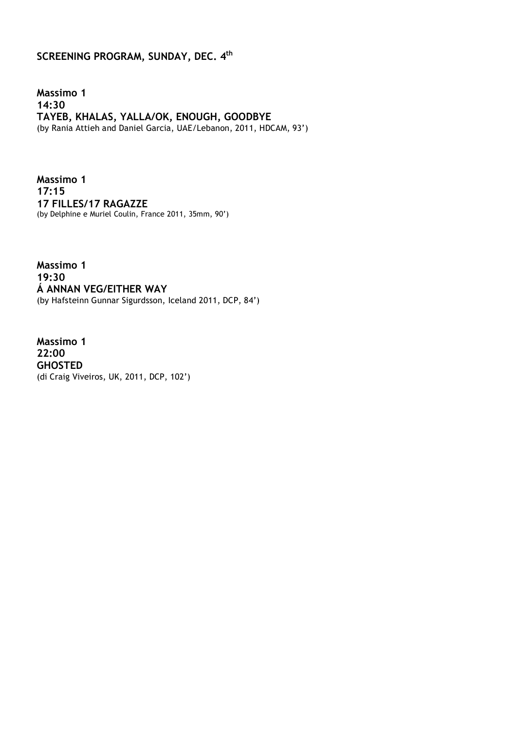## SCREENING PROGRAM, SUNDAY, DEC. 4th

**Massimo 1**
**14:30**
**TAYEB, KHALAS, YALLA/OK, ENOUGH, GOODBYE**
(by Rania Attieh and Daniel Garcia, UAE/Lebanon, 2011, HDCAM, 93')

**Massimo 1**
**17:15**
**17 FILLES/17 RAGAZZE**
(by Delphine e Muriel Coulin, France 2011, 35mm, 90')

**Massimo 1**
**19:30**
**Á ANNAN VEG/EITHER WAY**
(by Hafsteinn Gunnar Sigurdsson, Iceland 2011, DCP, 84')

**Massimo 1**
**22:00**
**GHOSTED**
(di Craig Viveiros, UK, 2011, DCP, 102')